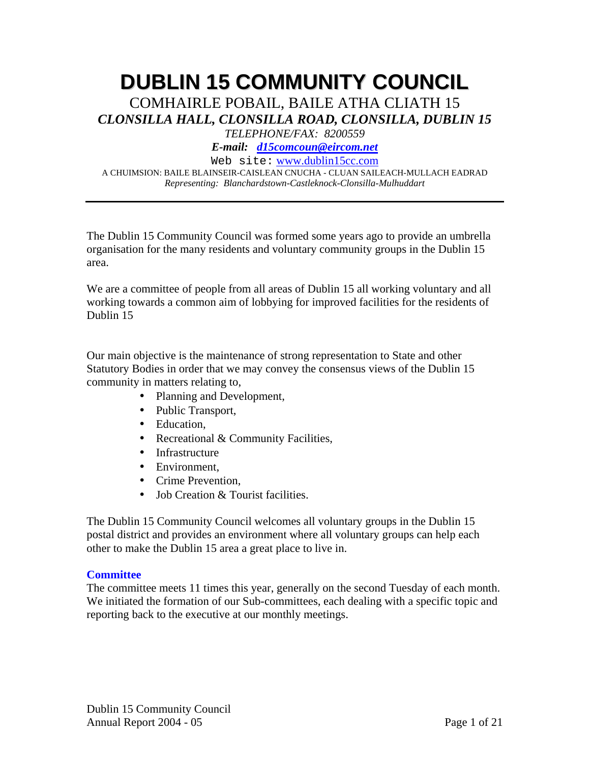# DUBLIN 15 COMMUNITY COUNCIL

COMHAIRLE POBAIL, BAILE ATHA CLIATH 15

***CLONSILLA HALL, CLONSILLA ROAD, CLONSILLA, DUBLIN 15***

*TELEPHONE/FAX: 8200559*

***E-mail: d15comcoun@eircom.net***

Web site: www.dublin15cc.com

A CHUIMSION: BAILE BLAINSEIR-CAISLEAN CNUCHA - CLUAN SAILEACH-MULLACH EADRAD

*Representing: Blanchardstown-Castleknock-Clonsilla-Mulhuddart*

---

The Dublin 15 Community Council was formed some years ago to provide an umbrella organisation for the many residents and voluntary community groups in the Dublin 15 area.

We are a committee of people from all areas of Dublin 15 all working voluntary and all working towards a common aim of lobbying for improved facilities for the residents of Dublin 15

Our main objective is the maintenance of strong representation to State and other Statutory Bodies in order that we may convey the consensus views of the Dublin 15 community in matters relating to,

- Planning and Development,
- Public Transport,
- Education,
- Recreational & Community Facilities,
- Infrastructure
- Environment,
- Crime Prevention,
- Job Creation & Tourist facilities.

The Dublin 15 Community Council welcomes all voluntary groups in the Dublin 15 postal district and provides an environment where all voluntary groups can help each other to make the Dublin 15 area a great place to live in.

### Committee

The committee meets 11 times this year, generally on the second Tuesday of each month. We initiated the formation of our Sub-committees, each dealing with a specific topic and reporting back to the executive at our monthly meetings.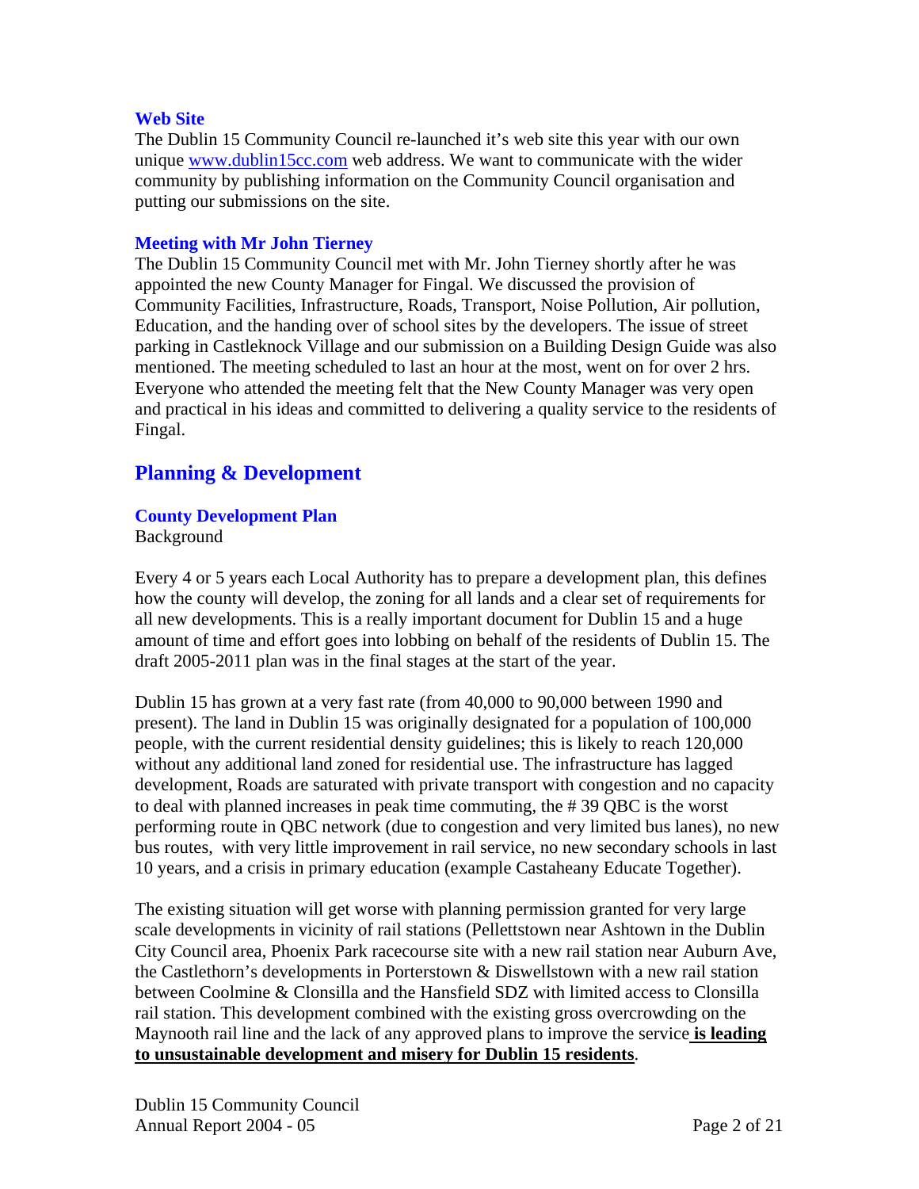### Web Site

The Dublin 15 Community Council re-launched it's web site this year with our own unique www.dublin15cc.com web address. We want to communicate with the wider community by publishing information on the Community Council organisation and putting our submissions on the site.

### Meeting with Mr John Tierney

The Dublin 15 Community Council met with Mr. John Tierney shortly after he was appointed the new County Manager for Fingal. We discussed the provision of Community Facilities, Infrastructure, Roads, Transport, Noise Pollution, Air pollution, Education, and the handing over of school sites by the developers. The issue of street parking in Castleknock Village and our submission on a Building Design Guide was also mentioned. The meeting scheduled to last an hour at the most, went on for over 2 hrs. Everyone who attended the meeting felt that the New County Manager was very open and practical in his ideas and committed to delivering a quality service to the residents of Fingal.

## Planning & Development

### County Development Plan

Background

Every 4 or 5 years each Local Authority has to prepare a development plan, this defines how the county will develop, the zoning for all lands and a clear set of requirements for all new developments. This is a really important document for Dublin 15 and a huge amount of time and effort goes into lobbing on behalf of the residents of Dublin 15. The draft 2005-2011 plan was in the final stages at the start of the year.

Dublin 15 has grown at a very fast rate (from 40,000 to 90,000 between 1990 and present). The land in Dublin 15 was originally designated for a population of 100,000 people, with the current residential density guidelines; this is likely to reach 120,000 without any additional land zoned for residential use. The infrastructure has lagged development, Roads are saturated with private transport with congestion and no capacity to deal with planned increases in peak time commuting, the # 39 QBC is the worst performing route in QBC network (due to congestion and very limited bus lanes), no new bus routes, with very little improvement in rail service, no new secondary schools in last 10 years, and a crisis in primary education (example Castaheany Educate Together).

The existing situation will get worse with planning permission granted for very large scale developments in vicinity of rail stations (Pellettstown near Ashtown in the Dublin City Council area, Phoenix Park racecourse site with a new rail station near Auburn Ave, the Castlethorn's developments in Porterstown & Diswellstown with a new rail station between Coolmine & Clonsilla and the Hansfield SDZ with limited access to Clonsilla rail station. This development combined with the existing gross overcrowding on the Maynooth rail line and the lack of any approved plans to improve the service **is leading to unsustainable development and misery for Dublin 15 residents**.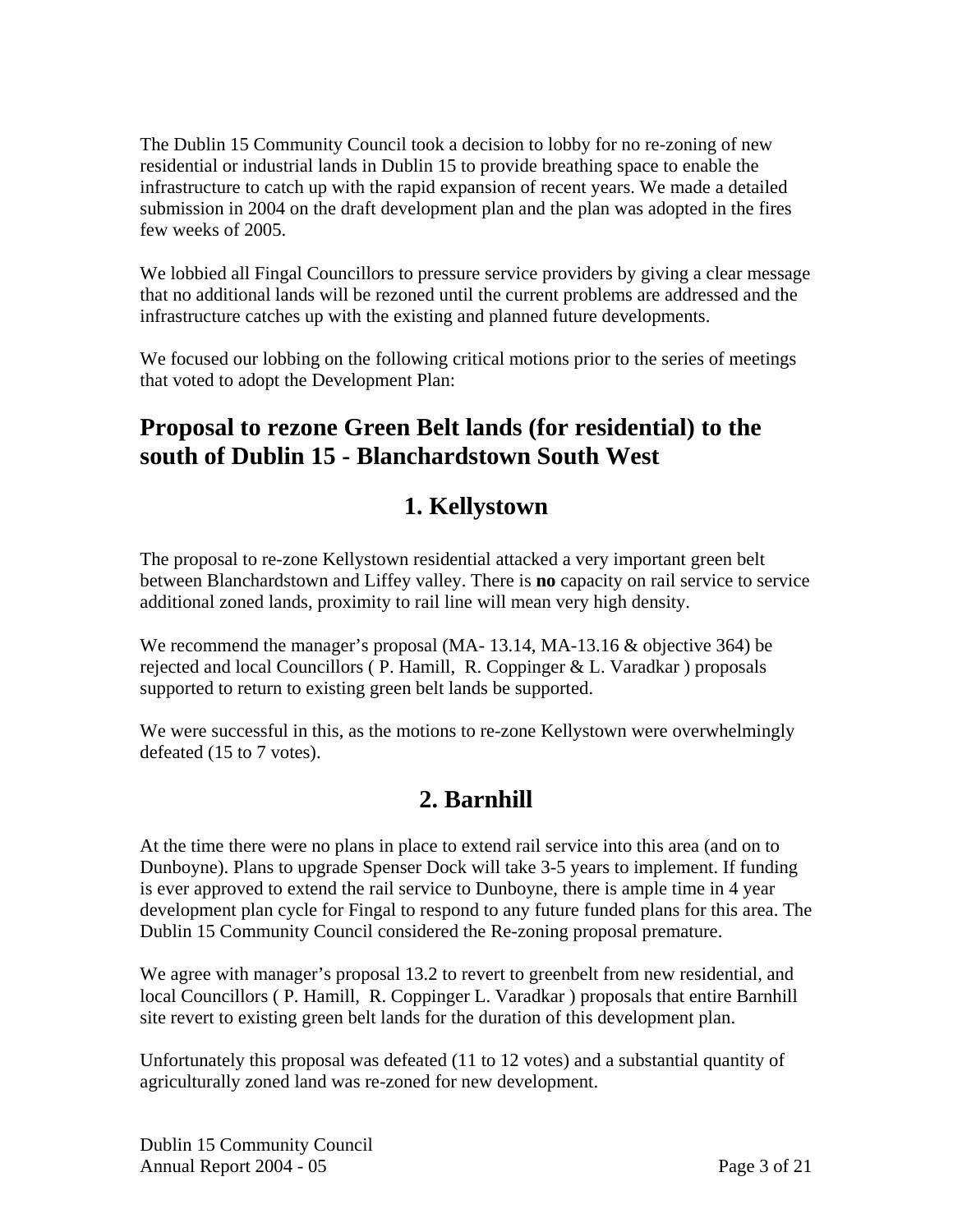The Dublin 15 Community Council took a decision to lobby for no re-zoning of new residential or industrial lands in Dublin 15 to provide breathing space to enable the infrastructure to catch up with the rapid expansion of recent years. We made a detailed submission in 2004 on the draft development plan and the plan was adopted in the fires few weeks of 2005.

We lobbied all Fingal Councillors to pressure service providers by giving a clear message that no additional lands will be rezoned until the current problems are addressed and the infrastructure catches up with the existing and planned future developments.

We focused our lobbing on the following critical motions prior to the series of meetings that voted to adopt the Development Plan:

## Proposal to rezone Green Belt lands (for residential) to the south of Dublin 15 - Blanchardstown South West

### 1. Kellystown

The proposal to re-zone Kellystown residential attacked a very important green belt between Blanchardstown and Liffey valley. There is **no** capacity on rail service to service additional zoned lands, proximity to rail line will mean very high density.

We recommend the manager's proposal (MA- 13.14, MA-13.16 & objective 364) be rejected and local Councillors ( P. Hamill, R. Coppinger & L. Varadkar ) proposals supported to return to existing green belt lands be supported.

We were successful in this, as the motions to re-zone Kellystown were overwhelmingly defeated (15 to 7 votes).

### 2. Barnhill

At the time there were no plans in place to extend rail service into this area (and on to Dunboyne). Plans to upgrade Spenser Dock will take 3-5 years to implement. If funding is ever approved to extend the rail service to Dunboyne, there is ample time in 4 year development plan cycle for Fingal to respond to any future funded plans for this area. The Dublin 15 Community Council considered the Re-zoning proposal premature.

We agree with manager's proposal 13.2 to revert to greenbelt from new residential, and local Councillors ( P. Hamill, R. Coppinger L. Varadkar ) proposals that entire Barnhill site revert to existing green belt lands for the duration of this development plan.

Unfortunately this proposal was defeated (11 to 12 votes) and a substantial quantity of agriculturally zoned land was re-zoned for new development.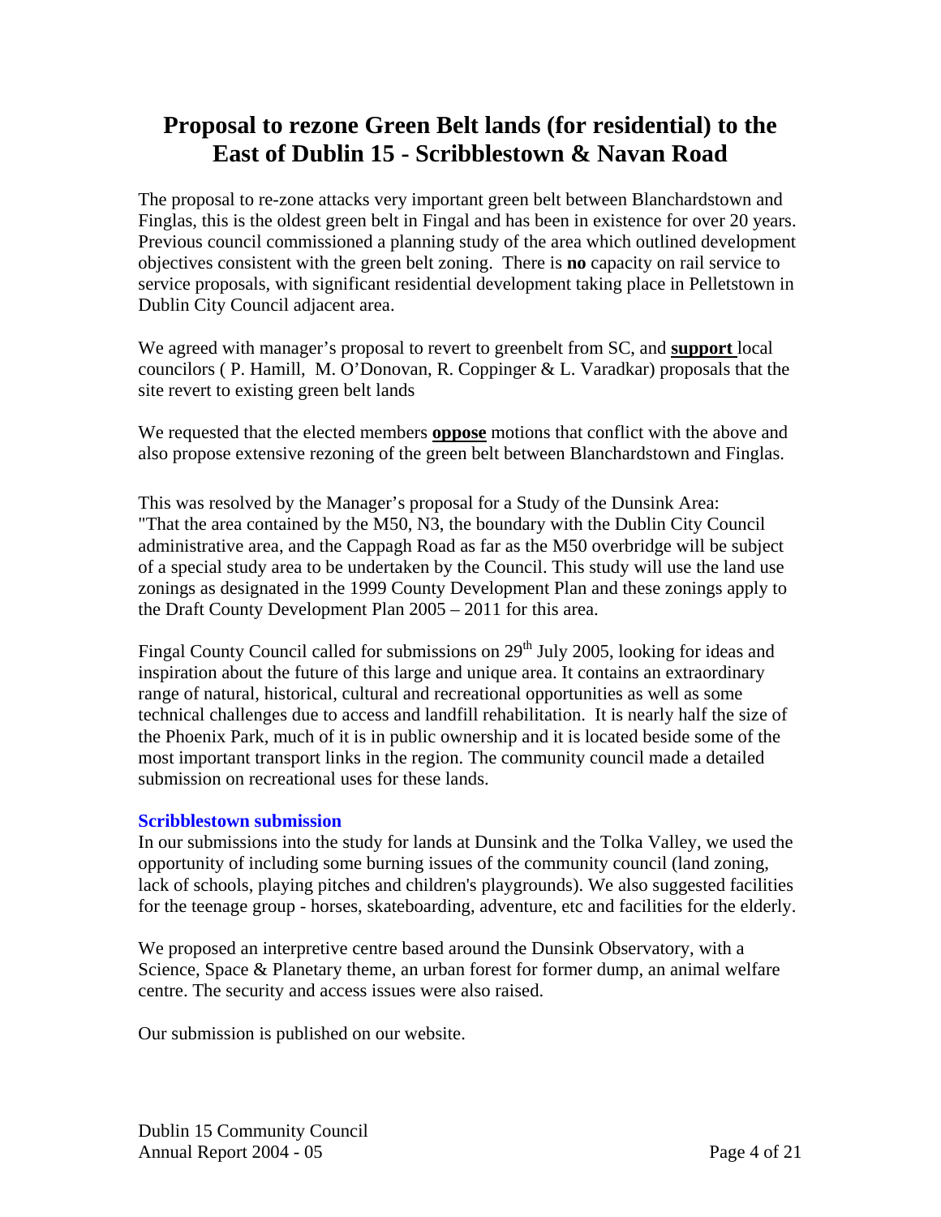# Proposal to rezone Green Belt lands (for residential) to the East of Dublin 15 - Scribblestown & Navan Road

The proposal to re-zone attacks very important green belt between Blanchardstown and Finglas, this is the oldest green belt in Fingal and has been in existence for over 20 years. Previous council commissioned a planning study of the area which outlined development objectives consistent with the green belt zoning. There is **no** capacity on rail service to service proposals, with significant residential development taking place in Pelletstown in Dublin City Council adjacent area.

We agreed with manager's proposal to revert to greenbelt from SC, and **support** local councilors ( P. Hamill, M. O'Donovan, R. Coppinger & L. Varadkar) proposals that the site revert to existing green belt lands

We requested that the elected members **oppose** motions that conflict with the above and also propose extensive rezoning of the green belt between Blanchardstown and Finglas.

This was resolved by the Manager's proposal for a Study of the Dunsink Area:
"That the area contained by the M50, N3, the boundary with the Dublin City Council administrative area, and the Cappagh Road as far as the M50 overbridge will be subject of a special study area to be undertaken by the Council. This study will use the land use zonings as designated in the 1999 County Development Plan and these zonings apply to the Draft County Development Plan 2005 – 2011 for this area.

Fingal County Council called for submissions on 29th July 2005, looking for ideas and inspiration about the future of this large and unique area. It contains an extraordinary range of natural, historical, cultural and recreational opportunities as well as some technical challenges due to access and landfill rehabilitation. It is nearly half the size of the Phoenix Park, much of it is in public ownership and it is located beside some of the most important transport links in the region. The community council made a detailed submission on recreational uses for these lands.

### Scribblestown submission

In our submissions into the study for lands at Dunsink and the Tolka Valley, we used the opportunity of including some burning issues of the community council (land zoning, lack of schools, playing pitches and children's playgrounds). We also suggested facilities for the teenage group - horses, skateboarding, adventure, etc and facilities for the elderly.

We proposed an interpretive centre based around the Dunsink Observatory, with a Science, Space & Planetary theme, an urban forest for former dump, an animal welfare centre. The security and access issues were also raised.

Our submission is published on our website.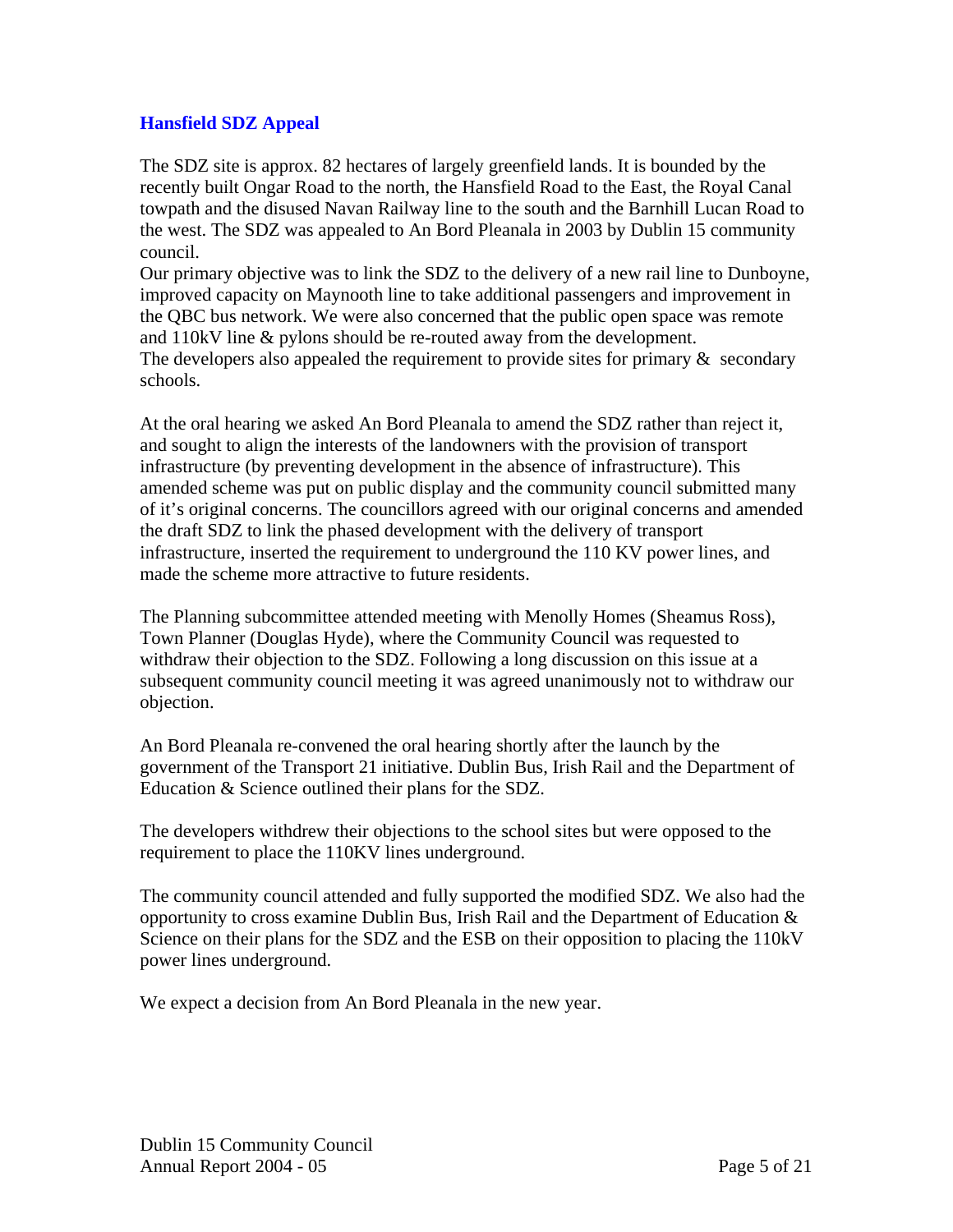## Hansfield SDZ Appeal

The SDZ site is approx. 82 hectares of largely greenfield lands. It is bounded by the recently built Ongar Road to the north, the Hansfield Road to the East, the Royal Canal towpath and the disused Navan Railway line to the south and the Barnhill Lucan Road to the west. The SDZ was appealed to An Bord Pleanala in 2003 by Dublin 15 community council.

Our primary objective was to link the SDZ to the delivery of a new rail line to Dunboyne, improved capacity on Maynooth line to take additional passengers and improvement in the QBC bus network. We were also concerned that the public open space was remote and 110kV line & pylons should be re-routed away from the development.

The developers also appealed the requirement to provide sites for primary & secondary schools.

At the oral hearing we asked An Bord Pleanala to amend the SDZ rather than reject it, and sought to align the interests of the landowners with the provision of transport infrastructure (by preventing development in the absence of infrastructure). This amended scheme was put on public display and the community council submitted many of it's original concerns. The councillors agreed with our original concerns and amended the draft SDZ to link the phased development with the delivery of transport infrastructure, inserted the requirement to underground the 110 KV power lines, and made the scheme more attractive to future residents.

The Planning subcommittee attended meeting with Menolly Homes (Sheamus Ross), Town Planner (Douglas Hyde), where the Community Council was requested to withdraw their objection to the SDZ. Following a long discussion on this issue at a subsequent community council meeting it was agreed unanimously not to withdraw our objection.

An Bord Pleanala re-convened the oral hearing shortly after the launch by the government of the Transport 21 initiative. Dublin Bus, Irish Rail and the Department of Education & Science outlined their plans for the SDZ.

The developers withdrew their objections to the school sites but were opposed to the requirement to place the 110KV lines underground.

The community council attended and fully supported the modified SDZ. We also had the opportunity to cross examine Dublin Bus, Irish Rail and the Department of Education & Science on their plans for the SDZ and the ESB on their opposition to placing the 110kV power lines underground.

We expect a decision from An Bord Pleanala in the new year.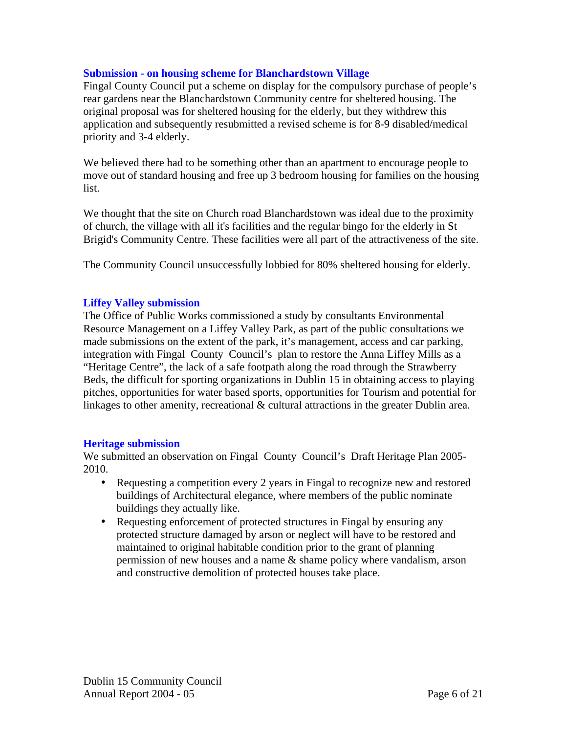### Submission - on housing scheme for Blanchardstown Village

Fingal County Council put a scheme on display for the compulsory purchase of people's rear gardens near the Blanchardstown Community centre for sheltered housing. The original proposal was for sheltered housing for the elderly, but they withdrew this application and subsequently resubmitted a revised scheme is for 8-9 disabled/medical priority and 3-4 elderly.

We believed there had to be something other than an apartment to encourage people to move out of standard housing and free up 3 bedroom housing for families on the housing list.

We thought that the site on Church road Blanchardstown was ideal due to the proximity of church, the village with all it's facilities and the regular bingo for the elderly in St Brigid's Community Centre. These facilities were all part of the attractiveness of the site.

The Community Council unsuccessfully lobbied for 80% sheltered housing for elderly.

### Liffey Valley submission

The Office of Public Works commissioned a study by consultants Environmental Resource Management on a Liffey Valley Park, as part of the public consultations we made submissions on the extent of the park, it's management, access and car parking, integration with Fingal County Council's plan to restore the Anna Liffey Mills as a "Heritage Centre", the lack of a safe footpath along the road through the Strawberry Beds, the difficult for sporting organizations in Dublin 15 in obtaining access to playing pitches, opportunities for water based sports, opportunities for Tourism and potential for linkages to other amenity, recreational & cultural attractions in the greater Dublin area.

### Heritage submission

We submitted an observation on Fingal County Council's Draft Heritage Plan 2005-2010.

- Requesting a competition every 2 years in Fingal to recognize new and restored buildings of Architectural elegance, where members of the public nominate buildings they actually like.
- Requesting enforcement of protected structures in Fingal by ensuring any protected structure damaged by arson or neglect will have to be restored and maintained to original habitable condition prior to the grant of planning permission of new houses and a name & shame policy where vandalism, arson and constructive demolition of protected houses take place.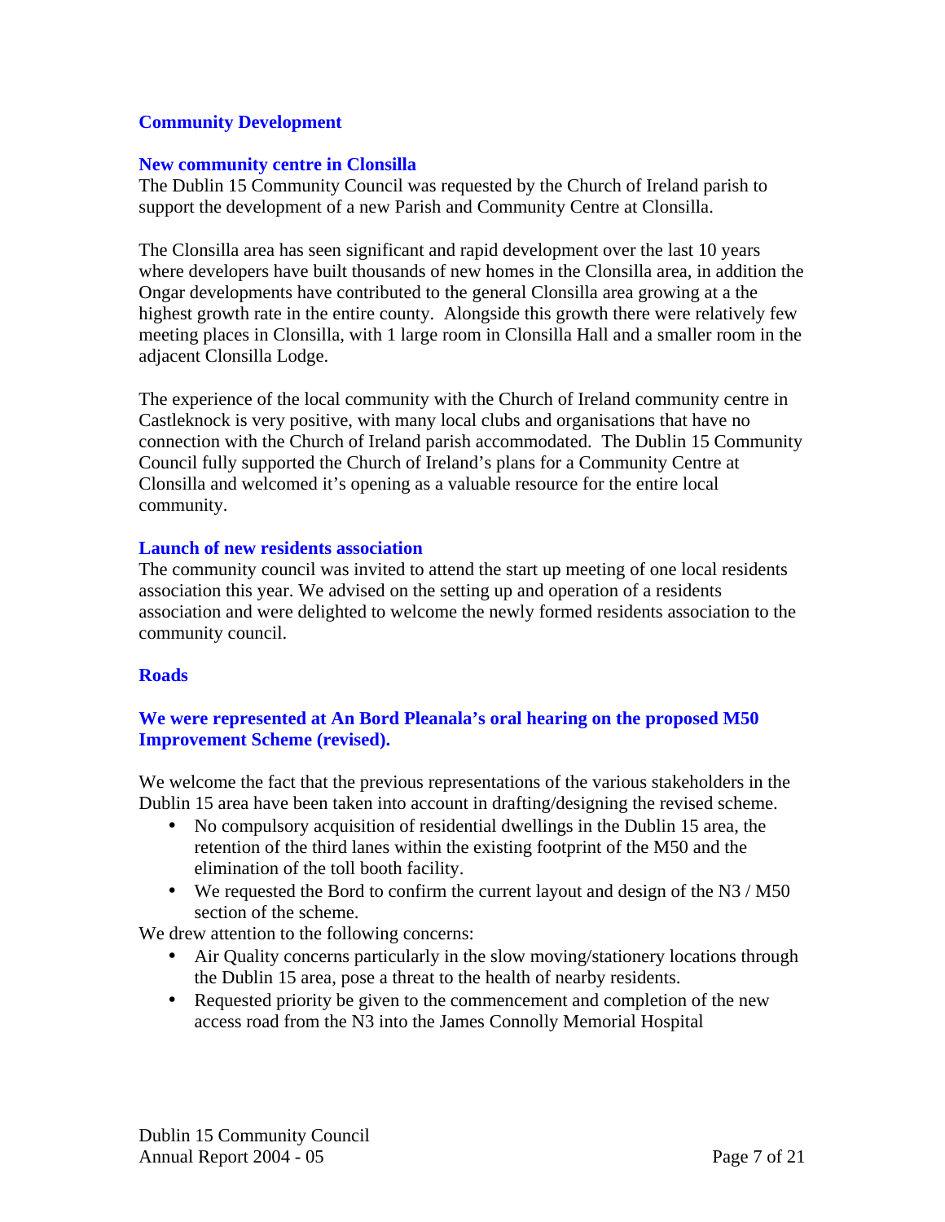## Community Development

### New community centre in Clonsilla

The Dublin 15 Community Council was requested by the Church of Ireland parish to support the development of a new Parish and Community Centre at Clonsilla.

The Clonsilla area has seen significant and rapid development over the last 10 years where developers have built thousands of new homes in the Clonsilla area, in addition the Ongar developments have contributed to the general Clonsilla area growing at a the highest growth rate in the entire county. Alongside this growth there were relatively few meeting places in Clonsilla, with 1 large room in Clonsilla Hall and a smaller room in the adjacent Clonsilla Lodge.

The experience of the local community with the Church of Ireland community centre in Castleknock is very positive, with many local clubs and organisations that have no connection with the Church of Ireland parish accommodated. The Dublin 15 Community Council fully supported the Church of Ireland's plans for a Community Centre at Clonsilla and welcomed it's opening as a valuable resource for the entire local community.

### Launch of new residents association

The community council was invited to attend the start up meeting of one local residents association this year. We advised on the setting up and operation of a residents association and were delighted to welcome the newly formed residents association to the community council.

## Roads

### We were represented at An Bord Pleanala's oral hearing on the proposed M50 Improvement Scheme (revised).

We welcome the fact that the previous representations of the various stakeholders in the Dublin 15 area have been taken into account in drafting/designing the revised scheme.

- No compulsory acquisition of residential dwellings in the Dublin 15 area, the retention of the third lanes within the existing footprint of the M50 and the elimination of the toll booth facility.
- We requested the Bord to confirm the current layout and design of the N3 / M50 section of the scheme.

We drew attention to the following concerns:

- Air Quality concerns particularly in the slow moving/stationery locations through the Dublin 15 area, pose a threat to the health of nearby residents.
- Requested priority be given to the commencement and completion of the new access road from the N3 into the James Connolly Memorial Hospital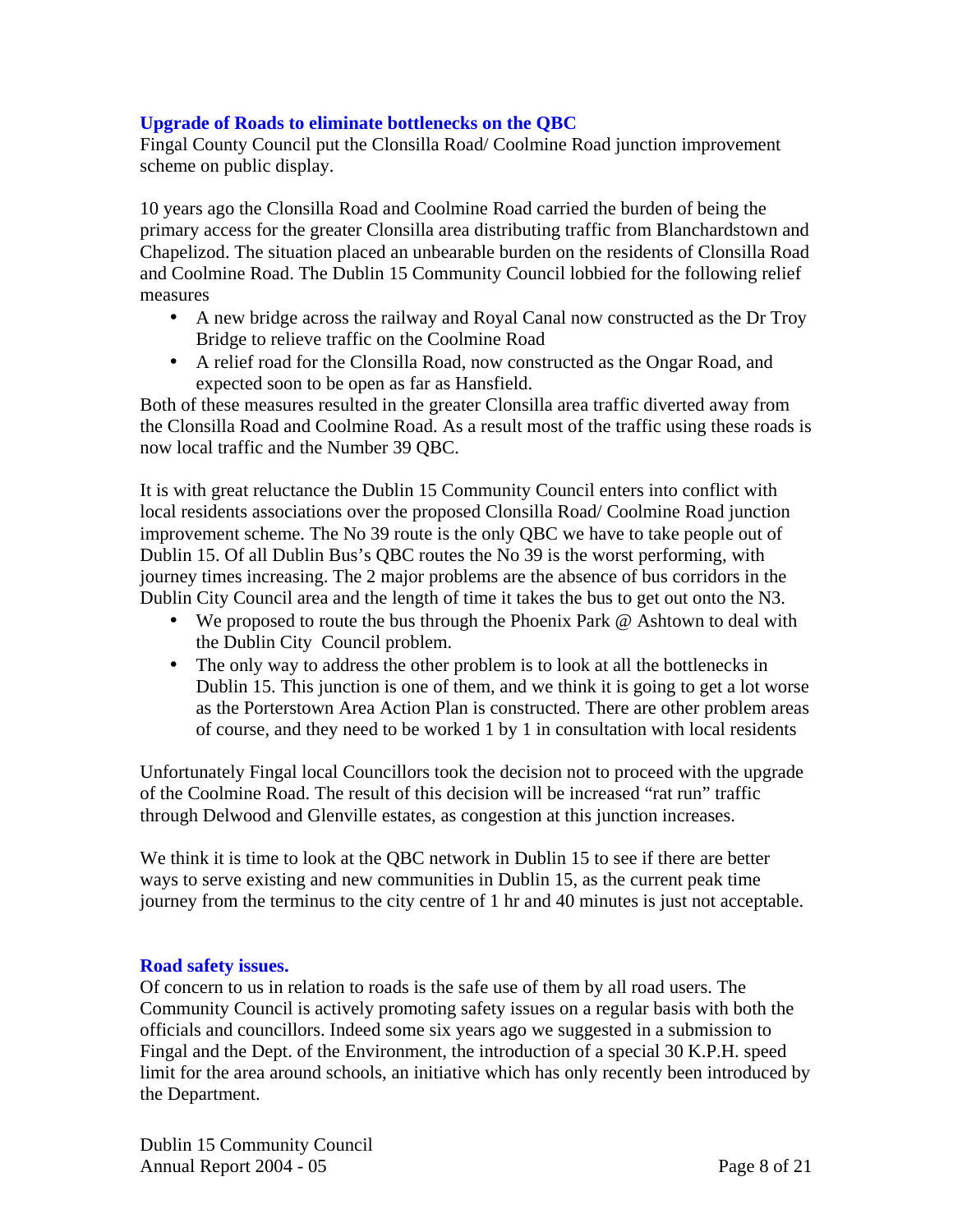## Upgrade of Roads to eliminate bottlenecks on the QBC

Fingal County Council put the Clonsilla Road/ Coolmine Road junction improvement scheme on public display.

10 years ago the Clonsilla Road and Coolmine Road carried the burden of being the primary access for the greater Clonsilla area distributing traffic from Blanchardstown and Chapelizod. The situation placed an unbearable burden on the residents of Clonsilla Road and Coolmine Road. The Dublin 15 Community Council lobbied for the following relief measures

- A new bridge across the railway and Royal Canal now constructed as the Dr Troy Bridge to relieve traffic on the Coolmine Road
- A relief road for the Clonsilla Road, now constructed as the Ongar Road, and expected soon to be open as far as Hansfield.

Both of these measures resulted in the greater Clonsilla area traffic diverted away from the Clonsilla Road and Coolmine Road. As a result most of the traffic using these roads is now local traffic and the Number 39 QBC.

It is with great reluctance the Dublin 15 Community Council enters into conflict with local residents associations over the proposed Clonsilla Road/ Coolmine Road junction improvement scheme. The No 39 route is the only QBC we have to take people out of Dublin 15. Of all Dublin Bus's QBC routes the No 39 is the worst performing, with journey times increasing. The 2 major problems are the absence of bus corridors in the Dublin City Council area and the length of time it takes the bus to get out onto the N3.

- We proposed to route the bus through the Phoenix Park @ Ashtown to deal with the Dublin City Council problem.
- The only way to address the other problem is to look at all the bottlenecks in Dublin 15. This junction is one of them, and we think it is going to get a lot worse as the Porterstown Area Action Plan is constructed. There are other problem areas of course, and they need to be worked 1 by 1 in consultation with local residents

Unfortunately Fingal local Councillors took the decision not to proceed with the upgrade of the Coolmine Road. The result of this decision will be increased "rat run" traffic through Delwood and Glenville estates, as congestion at this junction increases.

We think it is time to look at the QBC network in Dublin 15 to see if there are better ways to serve existing and new communities in Dublin 15, as the current peak time journey from the terminus to the city centre of 1 hr and 40 minutes is just not acceptable.

## Road safety issues.

Of concern to us in relation to roads is the safe use of them by all road users. The Community Council is actively promoting safety issues on a regular basis with both the officials and councillors. Indeed some six years ago we suggested in a submission to Fingal and the Dept. of the Environment, the introduction of a special 30 K.P.H. speed limit for the area around schools, an initiative which has only recently been introduced by the Department.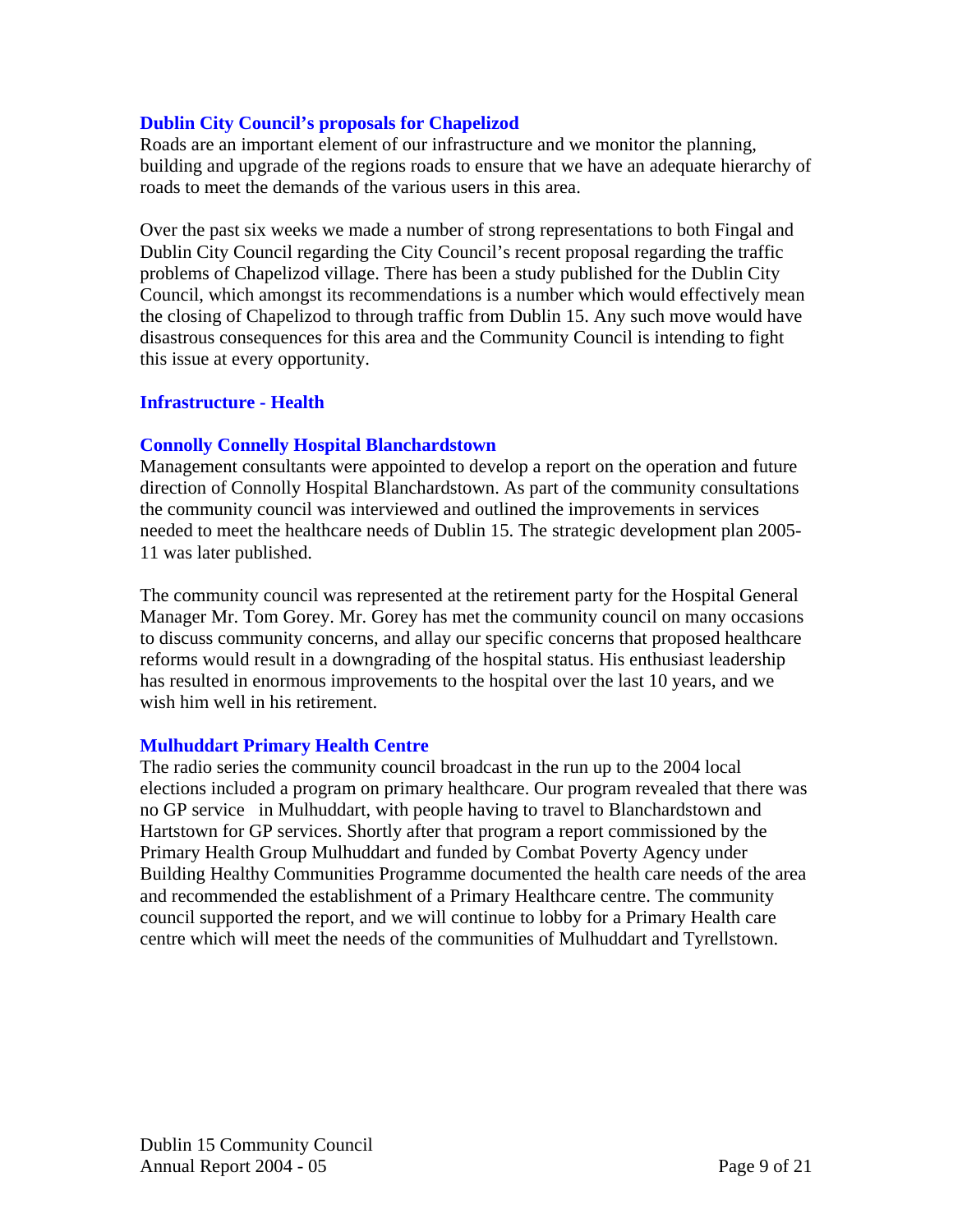### Dublin City Council's proposals for Chapelizod

Roads are an important element of our infrastructure and we monitor the planning, building and upgrade of the regions roads to ensure that we have an adequate hierarchy of roads to meet the demands of the various users in this area.

Over the past six weeks we made a number of strong representations to both Fingal and Dublin City Council regarding the City Council's recent proposal regarding the traffic problems of Chapelizod village. There has been a study published for the Dublin City Council, which amongst its recommendations is a number which would effectively mean the closing of Chapelizod to through traffic from Dublin 15. Any such move would have disastrous consequences for this area and the Community Council is intending to fight this issue at every opportunity.

## Infrastructure - Health

### Connolly Connelly Hospital Blanchardstown

Management consultants were appointed to develop a report on the operation and future direction of Connolly Hospital Blanchardstown. As part of the community consultations the community council was interviewed and outlined the improvements in services needed to meet the healthcare needs of Dublin 15. The strategic development plan 2005-11 was later published.

The community council was represented at the retirement party for the Hospital General Manager Mr. Tom Gorey. Mr. Gorey has met the community council on many occasions to discuss community concerns, and allay our specific concerns that proposed healthcare reforms would result in a downgrading of the hospital status. His enthusiast leadership has resulted in enormous improvements to the hospital over the last 10 years, and we wish him well in his retirement.

### Mulhuddart Primary Health Centre

The radio series the community council broadcast in the run up to the 2004 local elections included a program on primary healthcare. Our program revealed that there was no GP service in Mulhuddart, with people having to travel to Blanchardstown and Hartstown for GP services. Shortly after that program a report commissioned by the Primary Health Group Mulhuddart and funded by Combat Poverty Agency under Building Healthy Communities Programme documented the health care needs of the area and recommended the establishment of a Primary Healthcare centre. The community council supported the report, and we will continue to lobby for a Primary Health care centre which will meet the needs of the communities of Mulhuddart and Tyrellstown.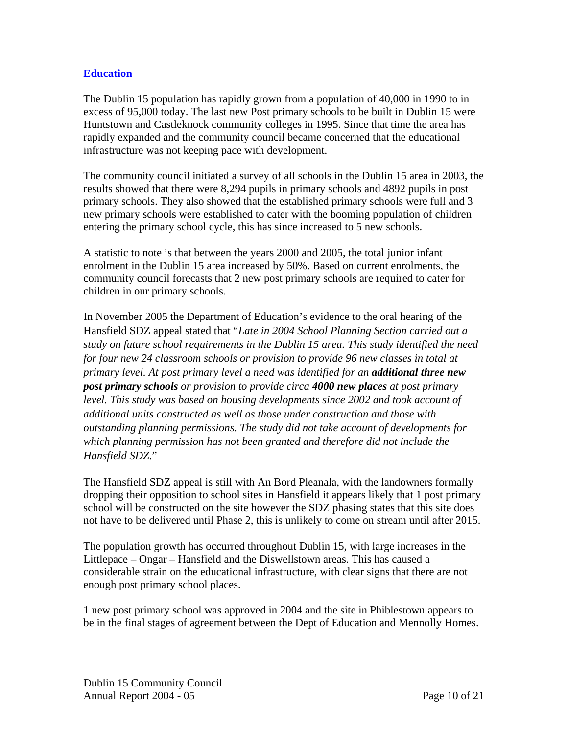## Education

The Dublin 15 population has rapidly grown from a population of 40,000 in 1990 to in excess of 95,000 today. The last new Post primary schools to be built in Dublin 15 were Huntstown and Castleknock community colleges in 1995. Since that time the area has rapidly expanded and the community council became concerned that the educational infrastructure was not keeping pace with development.

The community council initiated a survey of all schools in the Dublin 15 area in 2003, the results showed that there were 8,294 pupils in primary schools and 4892 pupils in post primary schools. They also showed that the established primary schools were full and 3 new primary schools were established to cater with the booming population of children entering the primary school cycle, this has since increased to 5 new schools.

A statistic to note is that between the years 2000 and 2005, the total junior infant enrolment in the Dublin 15 area increased by 50%. Based on current enrolments, the community council forecasts that 2 new post primary schools are required to cater for children in our primary schools.

In November 2005 the Department of Education's evidence to the oral hearing of the Hansfield SDZ appeal stated that "*Late in 2004 School Planning Section carried out a study on future school requirements in the Dublin 15 area. This study identified the need for four new 24 classroom schools or provision to provide 96 new classes in total at primary level. At post primary level a need was identified for an* ***additional three new post primary schools*** *or provision to provide circa* ***4000 new places*** *at post primary level. This study was based on housing developments since 2002 and took account of additional units constructed as well as those under construction and those with outstanding planning permissions. The study did not take account of developments for which planning permission has not been granted and therefore did not include the Hansfield SDZ.*"

The Hansfield SDZ appeal is still with An Bord Pleanala, with the landowners formally dropping their opposition to school sites in Hansfield it appears likely that 1 post primary school will be constructed on the site however the SDZ phasing states that this site does not have to be delivered until Phase 2, this is unlikely to come on stream until after 2015.

The population growth has occurred throughout Dublin 15, with large increases in the Littlepace – Ongar – Hansfield and the Diswellstown areas. This has caused a considerable strain on the educational infrastructure, with clear signs that there are not enough post primary school places.

1 new post primary school was approved in 2004 and the site in Phiblestown appears to be in the final stages of agreement between the Dept of Education and Mennolly Homes.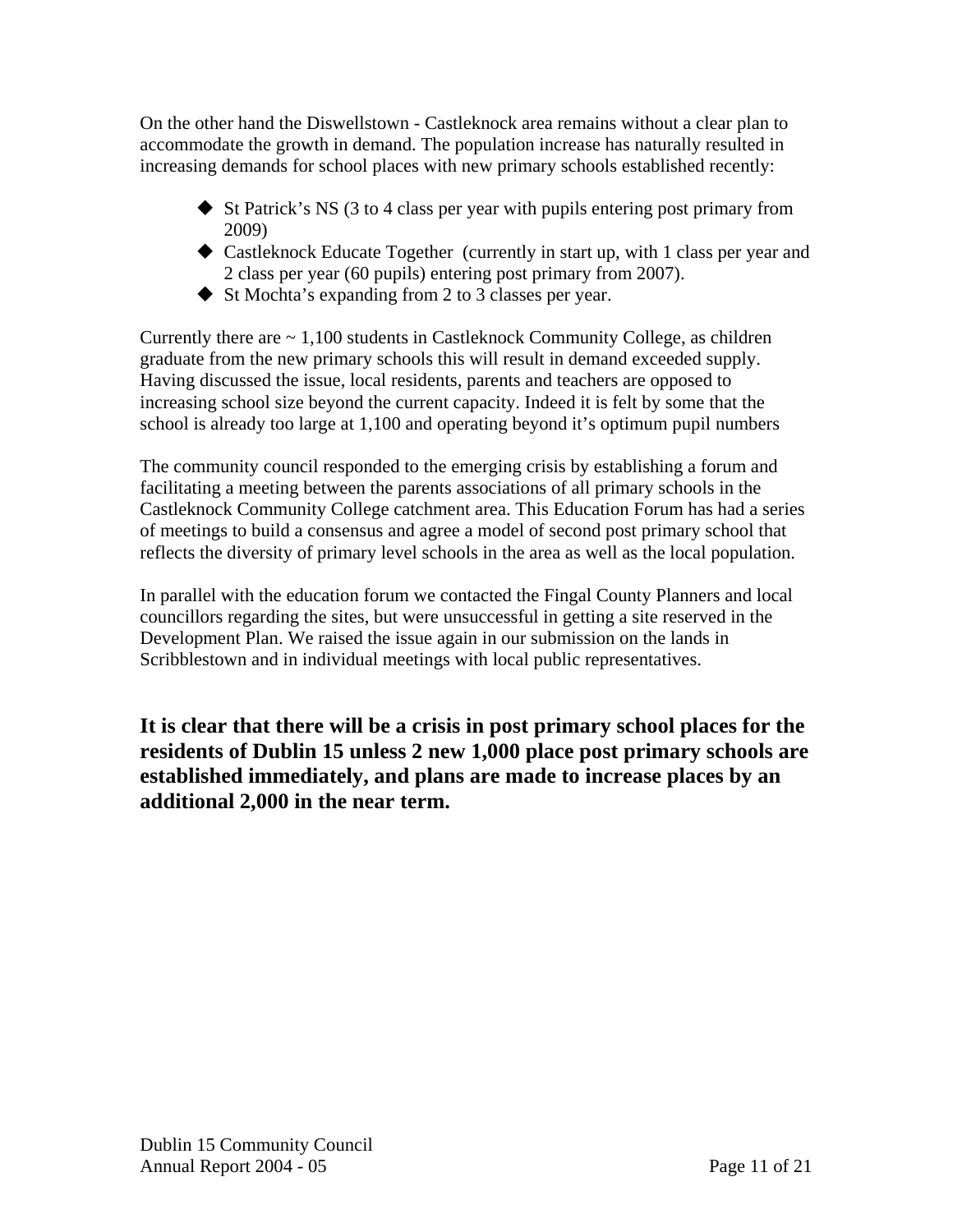On the other hand the Diswellstown - Castleknock area remains without a clear plan to accommodate the growth in demand. The population increase has naturally resulted in increasing demands for school places with new primary schools established recently:

- St Patrick's NS (3 to 4 class per year with pupils entering post primary from 2009)
- Castleknock Educate Together (currently in start up, with 1 class per year and 2 class per year (60 pupils) entering post primary from 2007).
- St Mochta's expanding from 2 to 3 classes per year.

Currently there are ~ 1,100 students in Castleknock Community College, as children graduate from the new primary schools this will result in demand exceeded supply. Having discussed the issue, local residents, parents and teachers are opposed to increasing school size beyond the current capacity. Indeed it is felt by some that the school is already too large at 1,100 and operating beyond it's optimum pupil numbers

The community council responded to the emerging crisis by establishing a forum and facilitating a meeting between the parents associations of all primary schools in the Castleknock Community College catchment area. This Education Forum has had a series of meetings to build a consensus and agree a model of second post primary school that reflects the diversity of primary level schools in the area as well as the local population.

In parallel with the education forum we contacted the Fingal County Planners and local councillors regarding the sites, but were unsuccessful in getting a site reserved in the Development Plan. We raised the issue again in our submission on the lands in Scribblestown and in individual meetings with local public representatives.

**It is clear that there will be a crisis in post primary school places for the residents of Dublin 15 unless 2 new 1,000 place post primary schools are established immediately, and plans are made to increase places by an additional 2,000 in the near term.**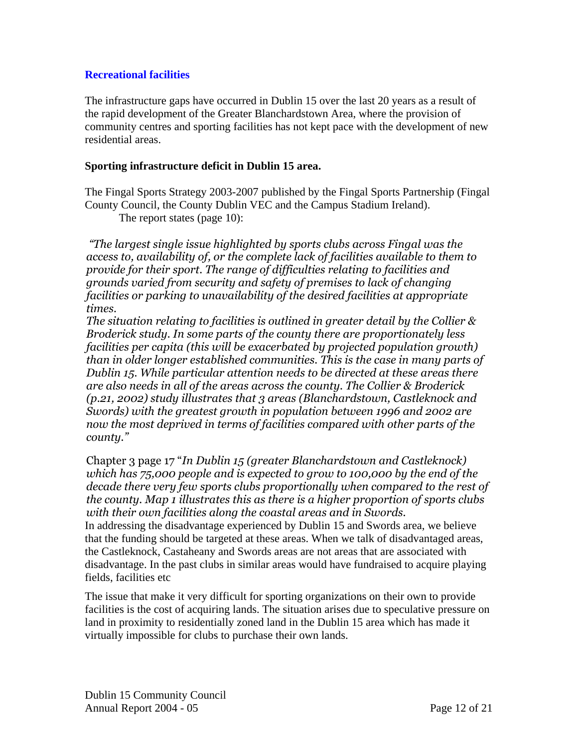## Recreational facilities

The infrastructure gaps have occurred in Dublin 15 over the last 20 years as a result of the rapid development of the Greater Blanchardstown Area, where the provision of community centres and sporting facilities has not kept pace with the development of new residential areas.

**Sporting infrastructure deficit in Dublin 15 area.**

The Fingal Sports Strategy 2003-2007 published by the Fingal Sports Partnership (Fingal County Council, the County Dublin VEC and the Campus Stadium Ireland).
The report states (page 10):

*"The largest single issue highlighted by sports clubs across Fingal was the access to, availability of, or the complete lack of facilities available to them to provide for their sport. The range of difficulties relating to facilities and grounds varied from security and safety of premises to lack of changing facilities or parking to unavailability of the desired facilities at appropriate times.*
*The situation relating to facilities is outlined in greater detail by the Collier & Broderick study. In some parts of the county there are proportionately less facilities per capita (this will be exacerbated by projected population growth) than in older longer established communities. This is the case in many parts of Dublin 15. While particular attention needs to be directed at these areas there are also needs in all of the areas across the county. The Collier & Broderick (p.21, 2002) study illustrates that 3 areas (Blanchardstown, Castleknock and Swords) with the greatest growth in population between 1996 and 2002 are now the most deprived in terms of facilities compared with other parts of the county."*

Chapter 3 page 17 "*In Dublin 15 (greater Blanchardstown and Castleknock) which has 75,000 people and is expected to grow to 100,000 by the end of the decade there very few sports clubs proportionally when compared to the rest of the county. Map 1 illustrates this as there is a higher proportion of sports clubs with their own facilities along the coastal areas and in Swords.*
In addressing the disadvantage experienced by Dublin 15 and Swords area, we believe that the funding should be targeted at these areas. When we talk of disadvantaged areas, the Castleknock, Castaheany and Swords areas are not areas that are associated with disadvantage. In the past clubs in similar areas would have fundraised to acquire playing fields, facilities etc

The issue that make it very difficult for sporting organizations on their own to provide facilities is the cost of acquiring lands. The situation arises due to speculative pressure on land in proximity to residentially zoned land in the Dublin 15 area which has made it virtually impossible for clubs to purchase their own lands.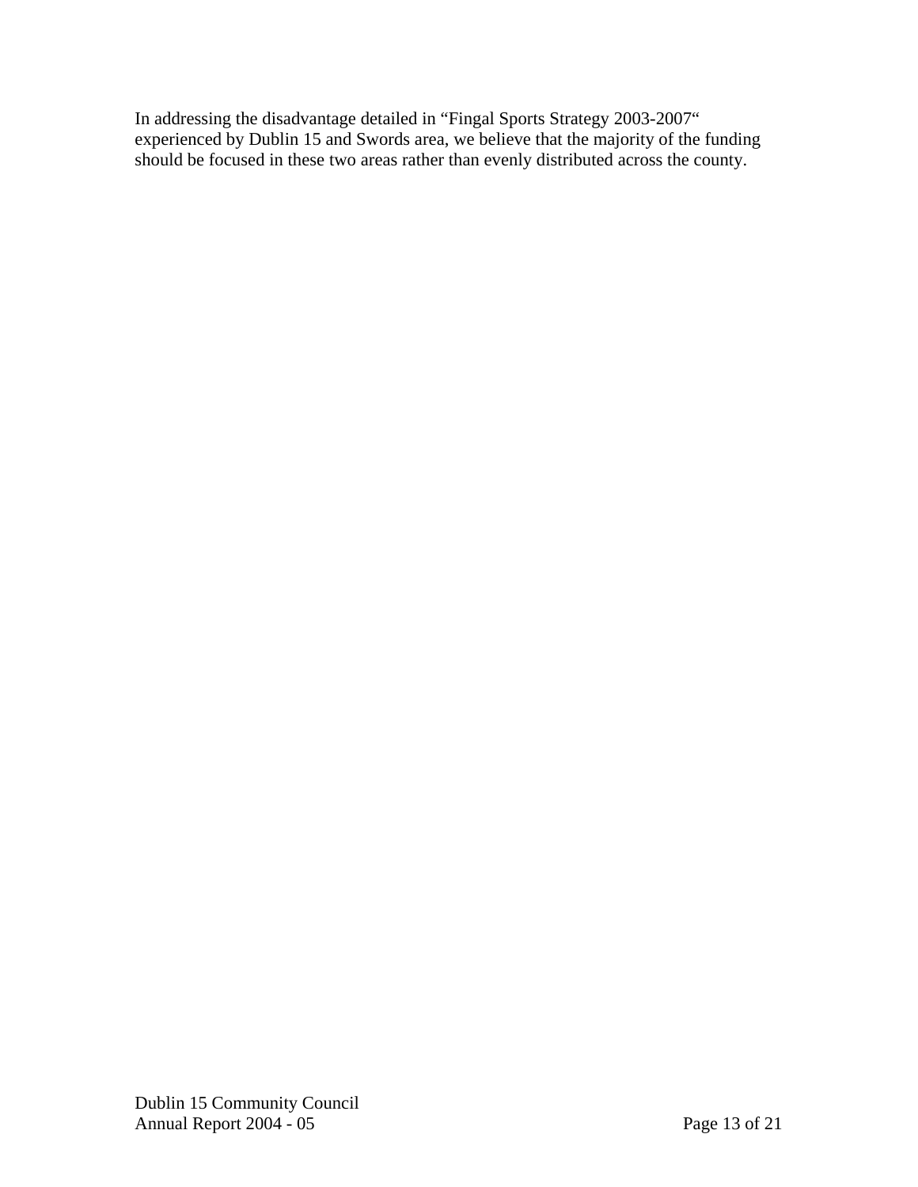In addressing the disadvantage detailed in "Fingal Sports Strategy 2003-2007" experienced by Dublin 15 and Swords area, we believe that the majority of the funding should be focused in these two areas rather than evenly distributed across the county.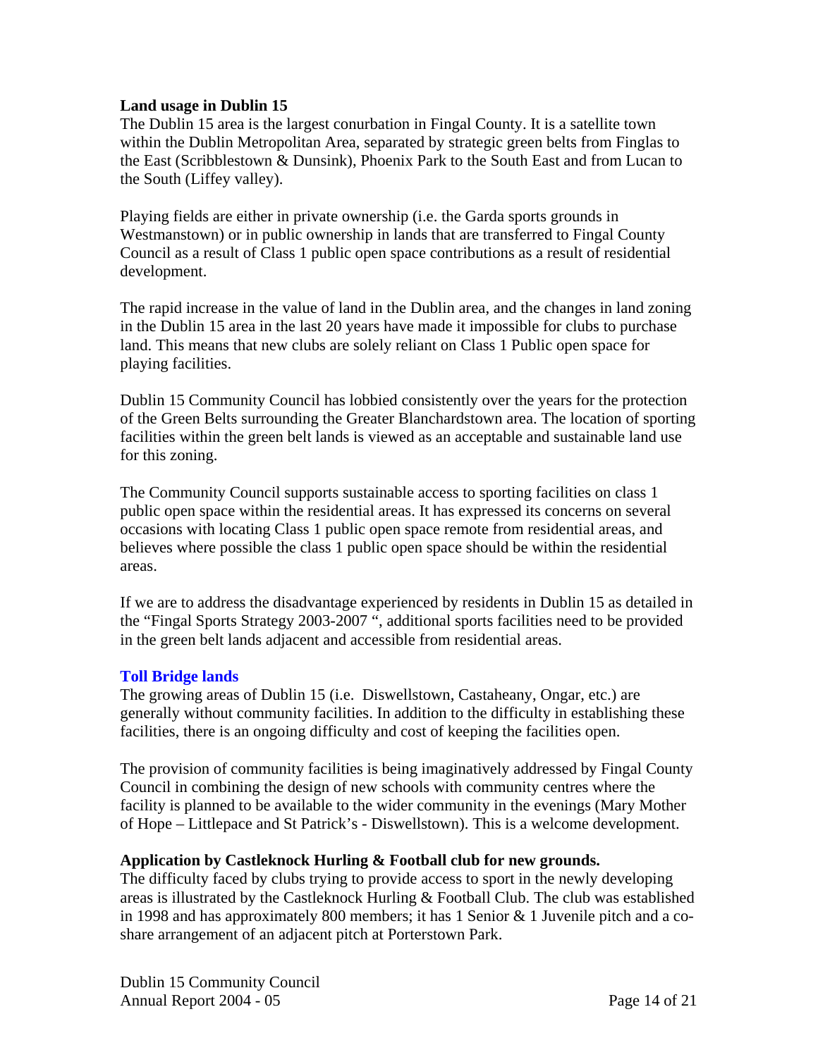### Land usage in Dublin 15

The Dublin 15 area is the largest conurbation in Fingal County. It is a satellite town within the Dublin Metropolitan Area, separated by strategic green belts from Finglas to the East (Scribblestown & Dunsink), Phoenix Park to the South East and from Lucan to the South (Liffey valley).

Playing fields are either in private ownership (i.e. the Garda sports grounds in Westmanstown) or in public ownership in lands that are transferred to Fingal County Council as a result of Class 1 public open space contributions as a result of residential development.

The rapid increase in the value of land in the Dublin area, and the changes in land zoning in the Dublin 15 area in the last 20 years have made it impossible for clubs to purchase land. This means that new clubs are solely reliant on Class 1 Public open space for playing facilities.

Dublin 15 Community Council has lobbied consistently over the years for the protection of the Green Belts surrounding the Greater Blanchardstown area. The location of sporting facilities within the green belt lands is viewed as an acceptable and sustainable land use for this zoning.

The Community Council supports sustainable access to sporting facilities on class 1 public open space within the residential areas. It has expressed its concerns on several occasions with locating Class 1 public open space remote from residential areas, and believes where possible the class 1 public open space should be within the residential areas.

If we are to address the disadvantage experienced by residents in Dublin 15 as detailed in the "Fingal Sports Strategy 2003-2007 ", additional sports facilities need to be provided in the green belt lands adjacent and accessible from residential areas.

### Toll Bridge lands

The growing areas of Dublin 15 (i.e. Diswellstown, Castaheany, Ongar, etc.) are generally without community facilities. In addition to the difficulty in establishing these facilities, there is an ongoing difficulty and cost of keeping the facilities open.

The provision of community facilities is being imaginatively addressed by Fingal County Council in combining the design of new schools with community centres where the facility is planned to be available to the wider community in the evenings (Mary Mother of Hope – Littlepace and St Patrick's - Diswellstown). This is a welcome development.

### Application by Castleknock Hurling & Football club for new grounds.

The difficulty faced by clubs trying to provide access to sport in the newly developing areas is illustrated by the Castleknock Hurling & Football Club. The club was established in 1998 and has approximately 800 members; it has 1 Senior & 1 Juvenile pitch and a co-share arrangement of an adjacent pitch at Porterstown Park.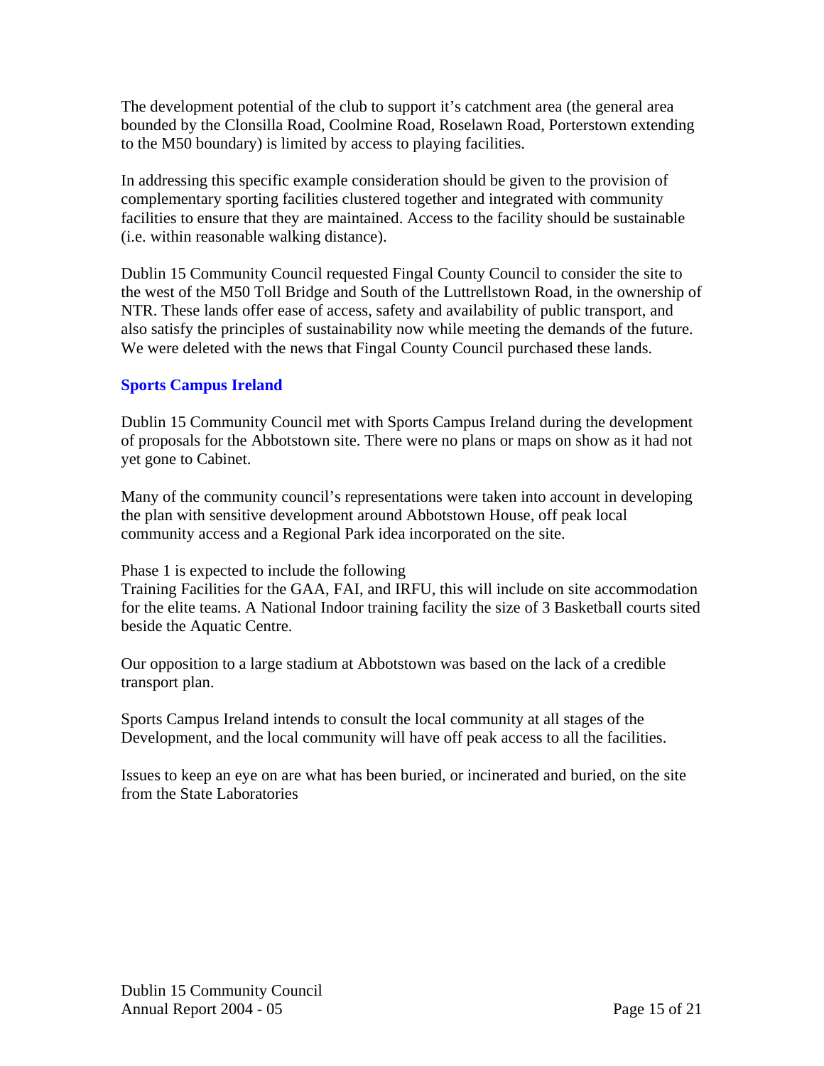The development potential of the club to support it's catchment area (the general area bounded by the Clonsilla Road, Coolmine Road, Roselawn Road, Porterstown extending to the M50 boundary) is limited by access to playing facilities.

In addressing this specific example consideration should be given to the provision of complementary sporting facilities clustered together and integrated with community facilities to ensure that they are maintained. Access to the facility should be sustainable (i.e. within reasonable walking distance).

Dublin 15 Community Council requested Fingal County Council to consider the site to the west of the M50 Toll Bridge and South of the Luttrellstown Road, in the ownership of NTR. These lands offer ease of access, safety and availability of public transport, and also satisfy the principles of sustainability now while meeting the demands of the future. We were deleted with the news that Fingal County Council purchased these lands.

## Sports Campus Ireland

Dublin 15 Community Council met with Sports Campus Ireland during the development of proposals for the Abbotstown site. There were no plans or maps on show as it had not yet gone to Cabinet.

Many of the community council's representations were taken into account in developing the plan with sensitive development around Abbotstown House, off peak local community access and a Regional Park idea incorporated on the site.

Phase 1 is expected to include the following
Training Facilities for the GAA, FAI, and IRFU, this will include on site accommodation for the elite teams. A National Indoor training facility the size of 3 Basketball courts sited beside the Aquatic Centre.

Our opposition to a large stadium at Abbotstown was based on the lack of a credible transport plan.

Sports Campus Ireland intends to consult the local community at all stages of the Development, and the local community will have off peak access to all the facilities.

Issues to keep an eye on are what has been buried, or incinerated and buried, on the site from the State Laboratories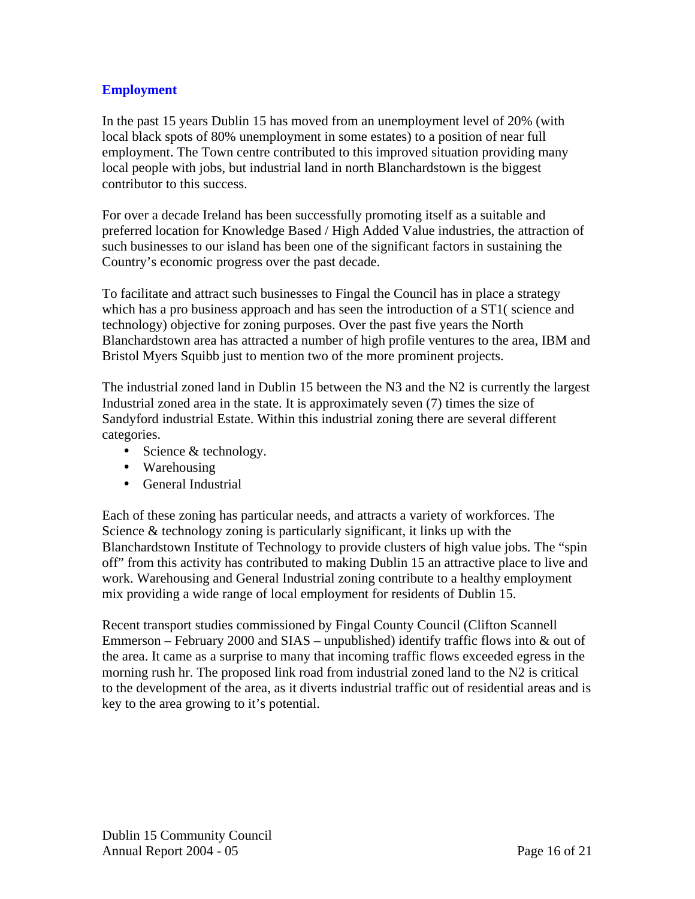## Employment

In the past 15 years Dublin 15 has moved from an unemployment level of 20% (with local black spots of 80% unemployment in some estates) to a position of near full employment. The Town centre contributed to this improved situation providing many local people with jobs, but industrial land in north Blanchardstown is the biggest contributor to this success.

For over a decade Ireland has been successfully promoting itself as a suitable and preferred location for Knowledge Based / High Added Value industries, the attraction of such businesses to our island has been one of the significant factors in sustaining the Country's economic progress over the past decade.

To facilitate and attract such businesses to Fingal the Council has in place a strategy which has a pro business approach and has seen the introduction of a ST1( science and technology) objective for zoning purposes. Over the past five years the North Blanchardstown area has attracted a number of high profile ventures to the area, IBM and Bristol Myers Squibb just to mention two of the more prominent projects.

The industrial zoned land in Dublin 15 between the N3 and the N2 is currently the largest Industrial zoned area in the state. It is approximately seven (7) times the size of Sandyford industrial Estate. Within this industrial zoning there are several different categories.

- Science & technology.
- Warehousing
- General Industrial

Each of these zoning has particular needs, and attracts a variety of workforces. The Science & technology zoning is particularly significant, it links up with the Blanchardstown Institute of Technology to provide clusters of high value jobs. The "spin off" from this activity has contributed to making Dublin 15 an attractive place to live and work. Warehousing and General Industrial zoning contribute to a healthy employment mix providing a wide range of local employment for residents of Dublin 15.

Recent transport studies commissioned by Fingal County Council (Clifton Scannell Emmerson – February 2000 and SIAS – unpublished) identify traffic flows into & out of the area. It came as a surprise to many that incoming traffic flows exceeded egress in the morning rush hr. The proposed link road from industrial zoned land to the N2 is critical to the development of the area, as it diverts industrial traffic out of residential areas and is key to the area growing to it's potential.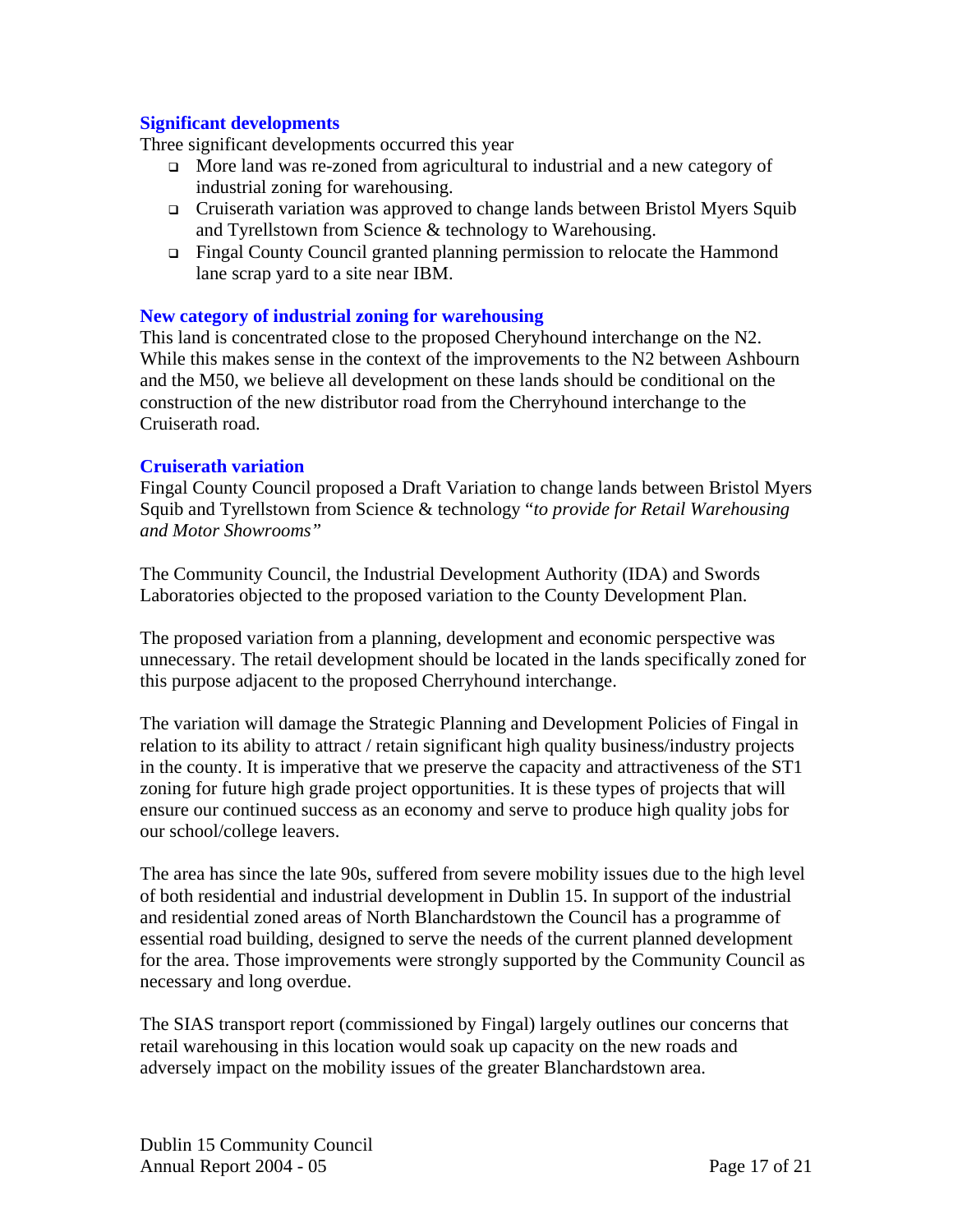### Significant developments

Three significant developments occurred this year

- More land was re-zoned from agricultural to industrial and a new category of industrial zoning for warehousing.
- Cruiserath variation was approved to change lands between Bristol Myers Squib and Tyrellstown from Science & technology to Warehousing.
- Fingal County Council granted planning permission to relocate the Hammond lane scrap yard to a site near IBM.

### New category of industrial zoning for warehousing

This land is concentrated close to the proposed Cheryhound interchange on the N2. While this makes sense in the context of the improvements to the N2 between Ashbourn and the M50, we believe all development on these lands should be conditional on the construction of the new distributor road from the Cherryhound interchange to the Cruiserath road.

### Cruiserath variation

Fingal County Council proposed a Draft Variation to change lands between Bristol Myers Squib and Tyrellstown from Science & technology "*to provide for Retail Warehousing and Motor Showrooms"*

The Community Council, the Industrial Development Authority (IDA) and Swords Laboratories objected to the proposed variation to the County Development Plan.

The proposed variation from a planning, development and economic perspective was unnecessary. The retail development should be located in the lands specifically zoned for this purpose adjacent to the proposed Cherryhound interchange.

The variation will damage the Strategic Planning and Development Policies of Fingal in relation to its ability to attract / retain significant high quality business/industry projects in the county. It is imperative that we preserve the capacity and attractiveness of the ST1 zoning for future high grade project opportunities. It is these types of projects that will ensure our continued success as an economy and serve to produce high quality jobs for our school/college leavers.

The area has since the late 90s, suffered from severe mobility issues due to the high level of both residential and industrial development in Dublin 15. In support of the industrial and residential zoned areas of North Blanchardstown the Council has a programme of essential road building, designed to serve the needs of the current planned development for the area. Those improvements were strongly supported by the Community Council as necessary and long overdue.

The SIAS transport report (commissioned by Fingal) largely outlines our concerns that retail warehousing in this location would soak up capacity on the new roads and adversely impact on the mobility issues of the greater Blanchardstown area.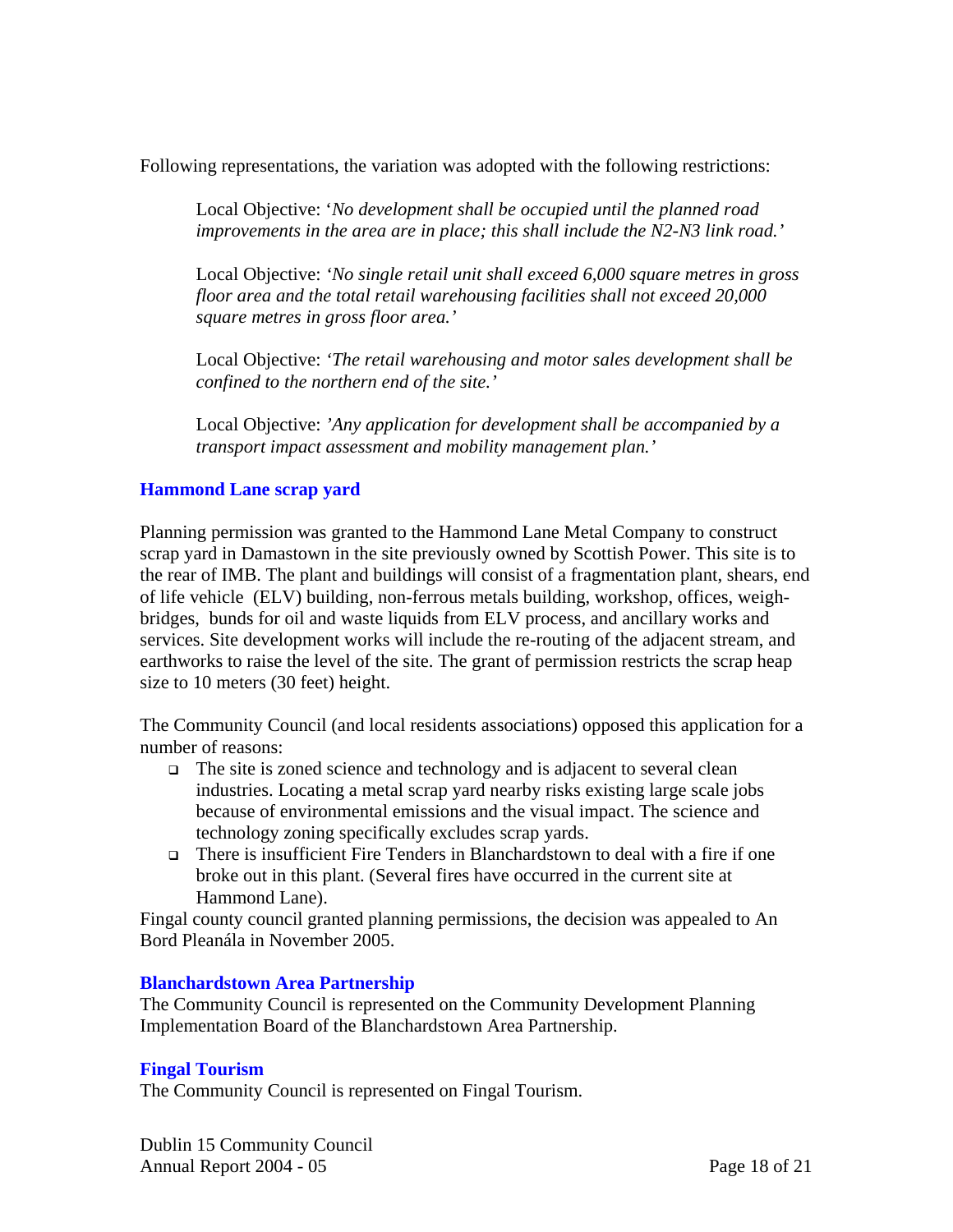Following representations, the variation was adopted with the following restrictions:

> Local Objective: '*No development shall be occupied until the planned road improvements in the area are in place; this shall include the N2-N3 link road.'*
>
> Local Objective: *'No single retail unit shall exceed 6,000 square metres in gross floor area and the total retail warehousing facilities shall not exceed 20,000 square metres in gross floor area.'*
>
> Local Objective: *'The retail warehousing and motor sales development shall be confined to the northern end of the site.'*
>
> Local Objective: *'Any application for development shall be accompanied by a transport impact assessment and mobility management plan.'*

### Hammond Lane scrap yard

Planning permission was granted to the Hammond Lane Metal Company to construct scrap yard in Damastown in the site previously owned by Scottish Power. This site is to the rear of IMB. The plant and buildings will consist of a fragmentation plant, shears, end of life vehicle (ELV) building, non-ferrous metals building, workshop, offices, weigh-bridges, bunds for oil and waste liquids from ELV process, and ancillary works and services. Site development works will include the re-routing of the adjacent stream, and earthworks to raise the level of the site. The grant of permission restricts the scrap heap size to 10 meters (30 feet) height.

The Community Council (and local residents associations) opposed this application for a number of reasons:

- The site is zoned science and technology and is adjacent to several clean industries. Locating a metal scrap yard nearby risks existing large scale jobs because of environmental emissions and the visual impact. The science and technology zoning specifically excludes scrap yards.
- There is insufficient Fire Tenders in Blanchardstown to deal with a fire if one broke out in this plant. (Several fires have occurred in the current site at Hammond Lane).

Fingal county council granted planning permissions, the decision was appealed to An Bord Pleanála in November 2005.

### Blanchardstown Area Partnership

The Community Council is represented on the Community Development Planning Implementation Board of the Blanchardstown Area Partnership.

### Fingal Tourism

The Community Council is represented on Fingal Tourism.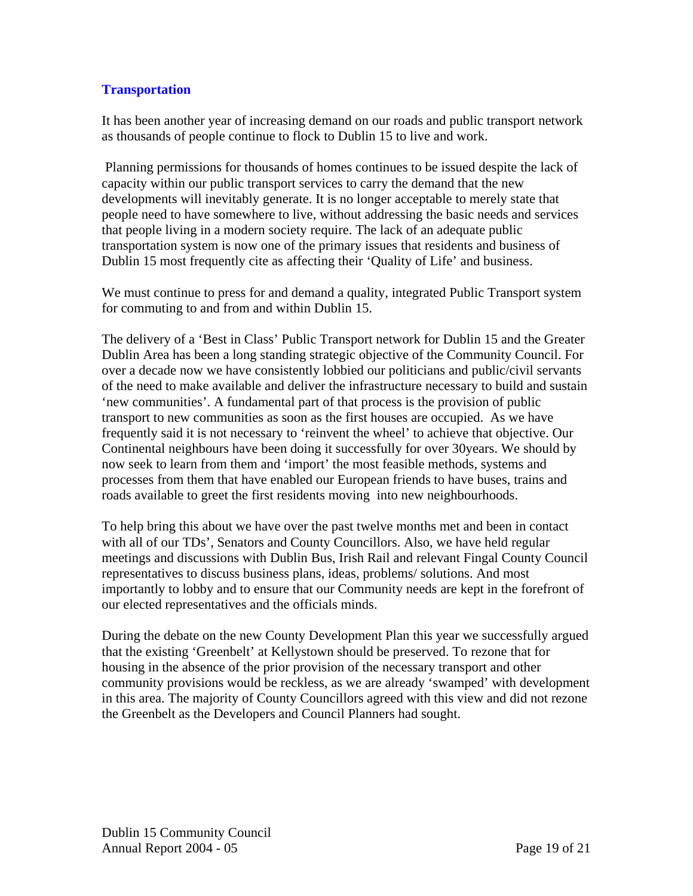## Transportation

It has been another year of increasing demand on our roads and public transport network as thousands of people continue to flock to Dublin 15 to live and work.

Planning permissions for thousands of homes continues to be issued despite the lack of capacity within our public transport services to carry the demand that the new developments will inevitably generate. It is no longer acceptable to merely state that people need to have somewhere to live, without addressing the basic needs and services that people living in a modern society require. The lack of an adequate public transportation system is now one of the primary issues that residents and business of Dublin 15 most frequently cite as affecting their 'Quality of Life' and business.

We must continue to press for and demand a quality, integrated Public Transport system for commuting to and from and within Dublin 15.

The delivery of a 'Best in Class' Public Transport network for Dublin 15 and the Greater Dublin Area has been a long standing strategic objective of the Community Council. For over a decade now we have consistently lobbied our politicians and public/civil servants of the need to make available and deliver the infrastructure necessary to build and sustain 'new communities'. A fundamental part of that process is the provision of public transport to new communities as soon as the first houses are occupied. As we have frequently said it is not necessary to 'reinvent the wheel' to achieve that objective. Our Continental neighbours have been doing it successfully for over 30years. We should by now seek to learn from them and 'import' the most feasible methods, systems and processes from them that have enabled our European friends to have buses, trains and roads available to greet the first residents moving into new neighbourhoods.

To help bring this about we have over the past twelve months met and been in contact with all of our TDs', Senators and County Councillors. Also, we have held regular meetings and discussions with Dublin Bus, Irish Rail and relevant Fingal County Council representatives to discuss business plans, ideas, problems/ solutions. And most importantly to lobby and to ensure that our Community needs are kept in the forefront of our elected representatives and the officials minds.

During the debate on the new County Development Plan this year we successfully argued that the existing 'Greenbelt' at Kellystown should be preserved. To rezone that for housing in the absence of the prior provision of the necessary transport and other community provisions would be reckless, as we are already 'swamped' with development in this area. The majority of County Councillors agreed with this view and did not rezone the Greenbelt as the Developers and Council Planners had sought.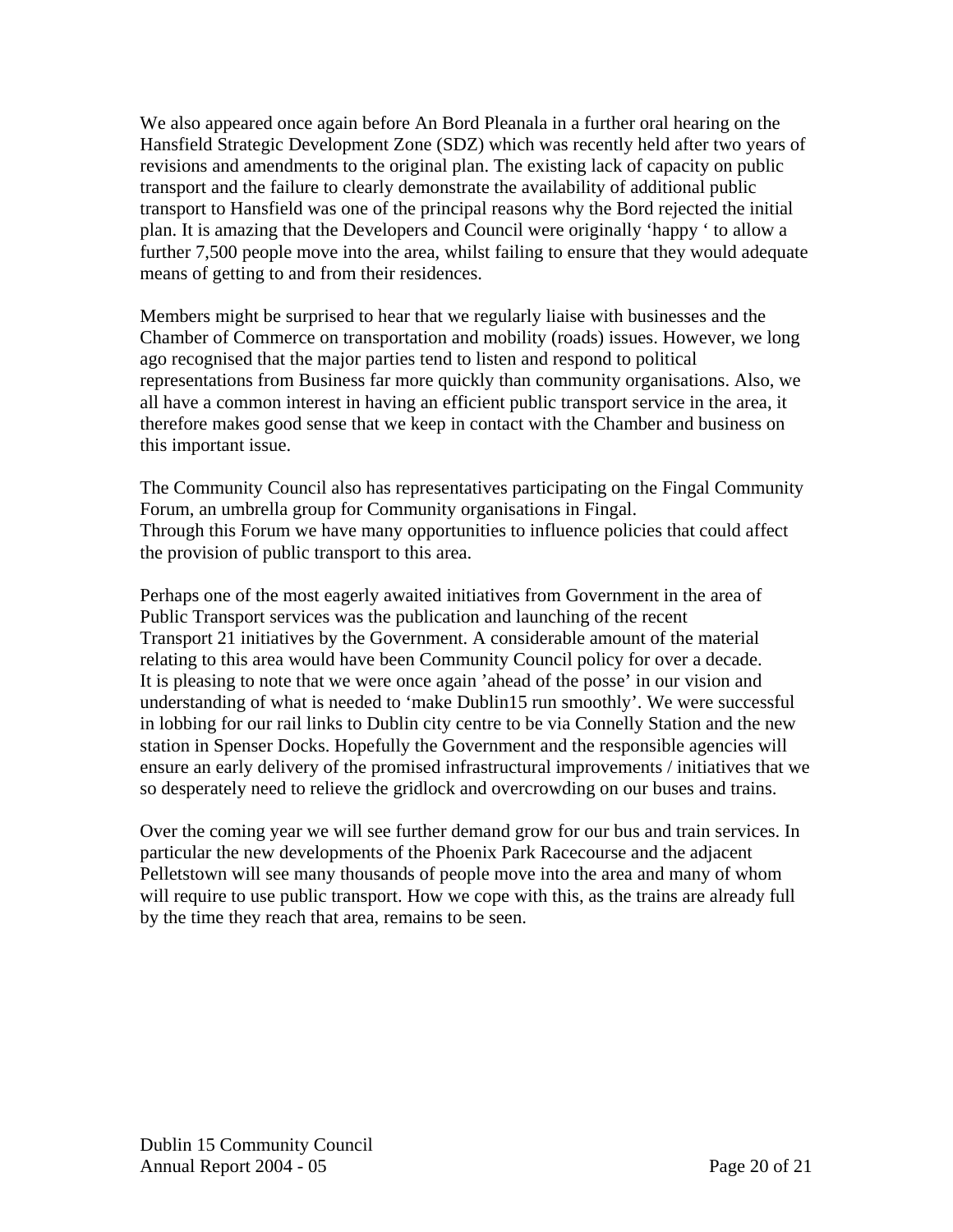We also appeared once again before An Bord Pleanala in a further oral hearing on the Hansfield Strategic Development Zone (SDZ) which was recently held after two years of revisions and amendments to the original plan. The existing lack of capacity on public transport and the failure to clearly demonstrate the availability of additional public transport to Hansfield was one of the principal reasons why the Bord rejected the initial plan. It is amazing that the Developers and Council were originally 'happy ' to allow a further 7,500 people move into the area, whilst failing to ensure that they would adequate means of getting to and from their residences.

Members might be surprised to hear that we regularly liaise with businesses and the Chamber of Commerce on transportation and mobility (roads) issues. However, we long ago recognised that the major parties tend to listen and respond to political representations from Business far more quickly than community organisations. Also, we all have a common interest in having an efficient public transport service in the area, it therefore makes good sense that we keep in contact with the Chamber and business on this important issue.

The Community Council also has representatives participating on the Fingal Community Forum, an umbrella group for Community organisations in Fingal.
Through this Forum we have many opportunities to influence policies that could affect the provision of public transport to this area.

Perhaps one of the most eagerly awaited initiatives from Government in the area of Public Transport services was the publication and launching of the recent Transport 21 initiatives by the Government. A considerable amount of the material relating to this area would have been Community Council policy for over a decade. It is pleasing to note that we were once again 'ahead of the posse' in our vision and understanding of what is needed to 'make Dublin15 run smoothly'. We were successful in lobbing for our rail links to Dublin city centre to be via Connelly Station and the new station in Spenser Docks. Hopefully the Government and the responsible agencies will ensure an early delivery of the promised infrastructural improvements / initiatives that we so desperately need to relieve the gridlock and overcrowding on our buses and trains.

Over the coming year we will see further demand grow for our bus and train services. In particular the new developments of the Phoenix Park Racecourse and the adjacent Pelletstown will see many thousands of people move into the area and many of whom will require to use public transport. How we cope with this, as the trains are already full by the time they reach that area, remains to be seen.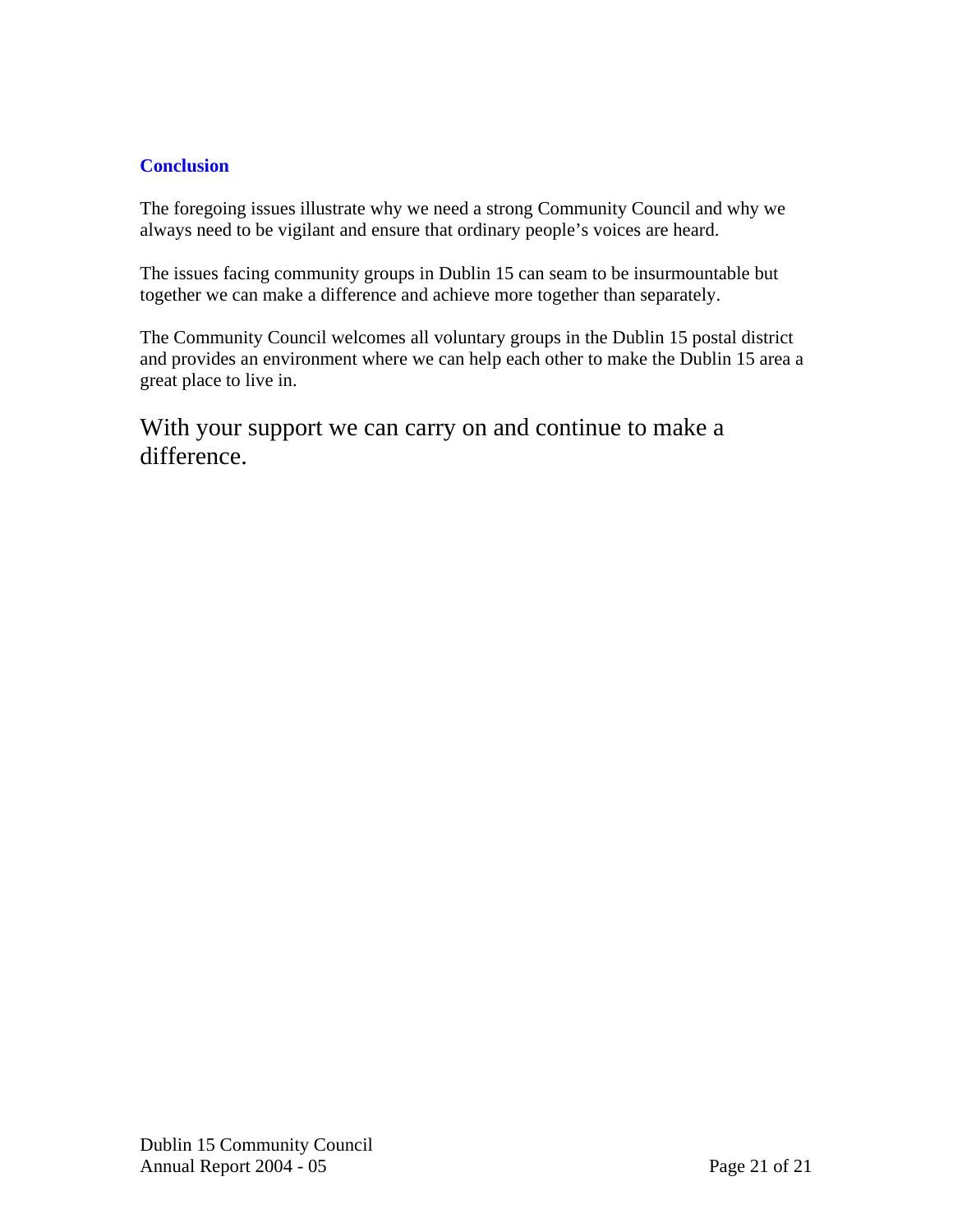## Conclusion

The foregoing issues illustrate why we need a strong Community Council and why we always need to be vigilant and ensure that ordinary people's voices are heard.

The issues facing community groups in Dublin 15 can seam to be insurmountable but together we can make a difference and achieve more together than separately.

The Community Council welcomes all voluntary groups in the Dublin 15 postal district and provides an environment where we can help each other to make the Dublin 15 area a great place to live in.

With your support we can carry on and continue to make a difference.